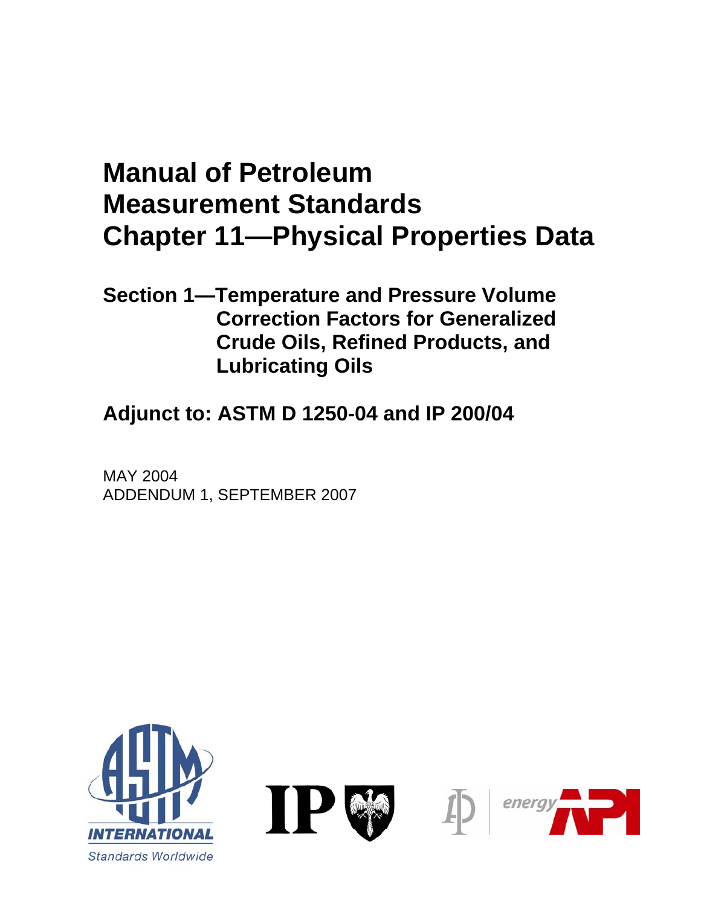# Manual of Petroleum Measurement Standards Chapter 11—Physical Properties Data

## Section 1—Temperature and Pressure Volume Correction Factors for Generalized Crude Oils, Refined Products, and Lubricating Oils

## Adjunct to: ASTM D 1250-04 and IP 200/04

MAY 2004

ADDENDUM 1, SEPTEMBER 2007

ASTM INTERNATIONAL

Standards Worldwide

IP

energy API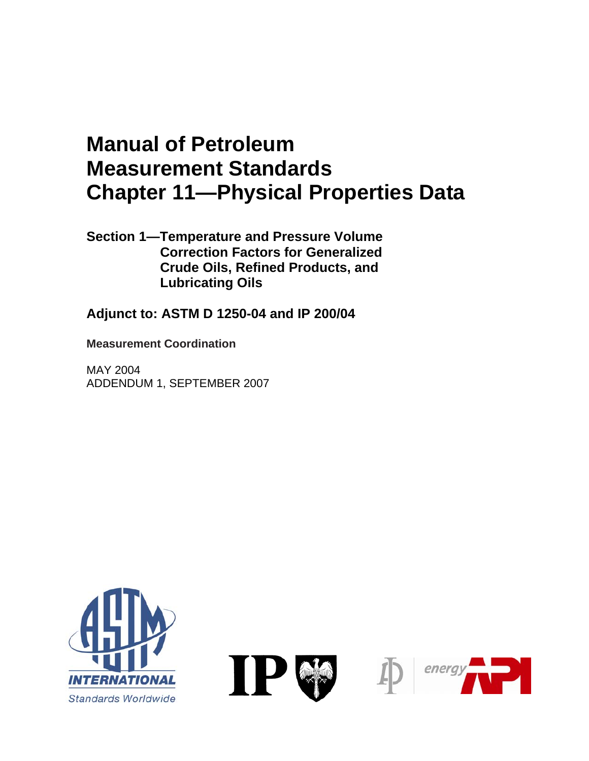# Manual of Petroleum Measurement Standards Chapter 11—Physical Properties Data

**Section 1—Temperature and Pressure Volume Correction Factors for Generalized Crude Oils, Refined Products, and Lubricating Oils**

**Adjunct to: ASTM D 1250-04 and IP 200/04**

**Measurement Coordination**

MAY 2004
ADDENDUM 1, SEPTEMBER 2007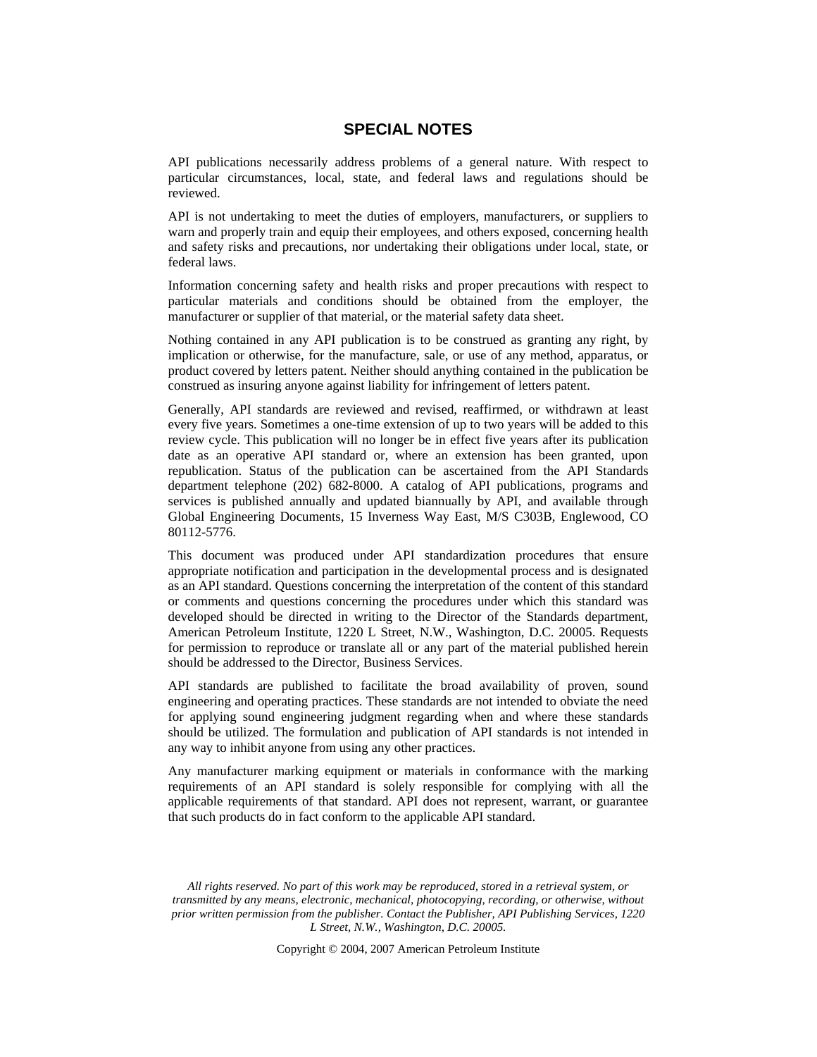## SPECIAL NOTES

API publications necessarily address problems of a general nature. With respect to particular circumstances, local, state, and federal laws and regulations should be reviewed.

API is not undertaking to meet the duties of employers, manufacturers, or suppliers to warn and properly train and equip their employees, and others exposed, concerning health and safety risks and precautions, nor undertaking their obligations under local, state, or federal laws.

Information concerning safety and health risks and proper precautions with respect to particular materials and conditions should be obtained from the employer, the manufacturer or supplier of that material, or the material safety data sheet.

Nothing contained in any API publication is to be construed as granting any right, by implication or otherwise, for the manufacture, sale, or use of any method, apparatus, or product covered by letters patent. Neither should anything contained in the publication be construed as insuring anyone against liability for infringement of letters patent.

Generally, API standards are reviewed and revised, reaffirmed, or withdrawn at least every five years. Sometimes a one-time extension of up to two years will be added to this review cycle. This publication will no longer be in effect five years after its publication date as an operative API standard or, where an extension has been granted, upon republication. Status of the publication can be ascertained from the API Standards department telephone (202) 682-8000. A catalog of API publications, programs and services is published annually and updated biannually by API, and available through Global Engineering Documents, 15 Inverness Way East, M/S C303B, Englewood, CO 80112-5776.

This document was produced under API standardization procedures that ensure appropriate notification and participation in the developmental process and is designated as an API standard. Questions concerning the interpretation of the content of this standard or comments and questions concerning the procedures under which this standard was developed should be directed in writing to the Director of the Standards department, American Petroleum Institute, 1220 L Street, N.W., Washington, D.C. 20005. Requests for permission to reproduce or translate all or any part of the material published herein should be addressed to the Director, Business Services.

API standards are published to facilitate the broad availability of proven, sound engineering and operating practices. These standards are not intended to obviate the need for applying sound engineering judgment regarding when and where these standards should be utilized. The formulation and publication of API standards is not intended in any way to inhibit anyone from using any other practices.

Any manufacturer marking equipment or materials in conformance with the marking requirements of an API standard is solely responsible for complying with all the applicable requirements of that standard. API does not represent, warrant, or guarantee that such products do in fact conform to the applicable API standard.

*All rights reserved. No part of this work may be reproduced, stored in a retrieval system, or transmitted by any means, electronic, mechanical, photocopying, recording, or otherwise, without prior written permission from the publisher. Contact the Publisher, API Publishing Services, 1220 L Street, N.W., Washington, D.C. 20005.*

Copyright © 2004, 2007 American Petroleum Institute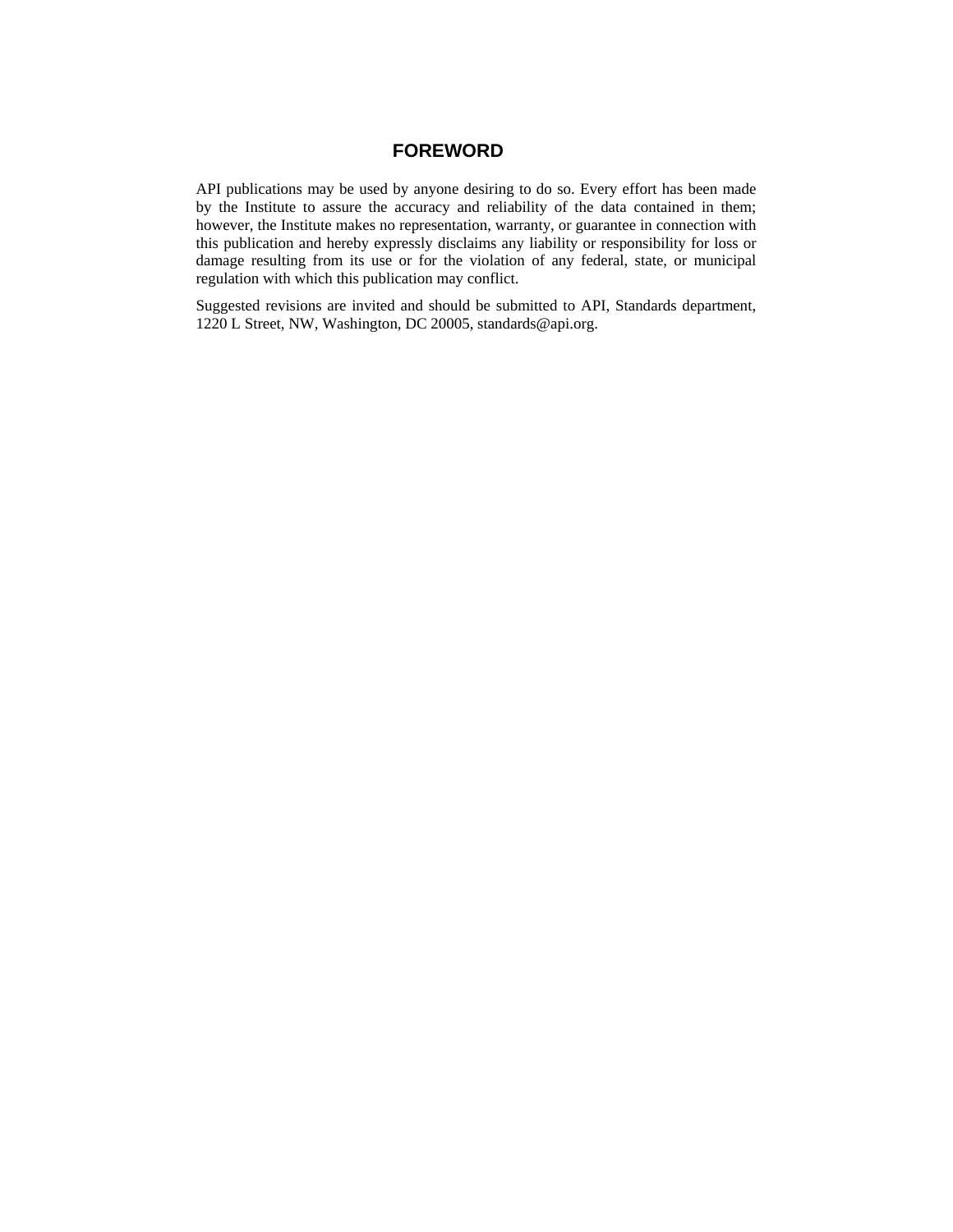# FOREWORD

API publications may be used by anyone desiring to do so. Every effort has been made by the Institute to assure the accuracy and reliability of the data contained in them; however, the Institute makes no representation, warranty, or guarantee in connection with this publication and hereby expressly disclaims any liability or responsibility for loss or damage resulting from its use or for the violation of any federal, state, or municipal regulation with which this publication may conflict.

Suggested revisions are invited and should be submitted to API, Standards department, 1220 L Street, NW, Washington, DC 20005, standards@api.org.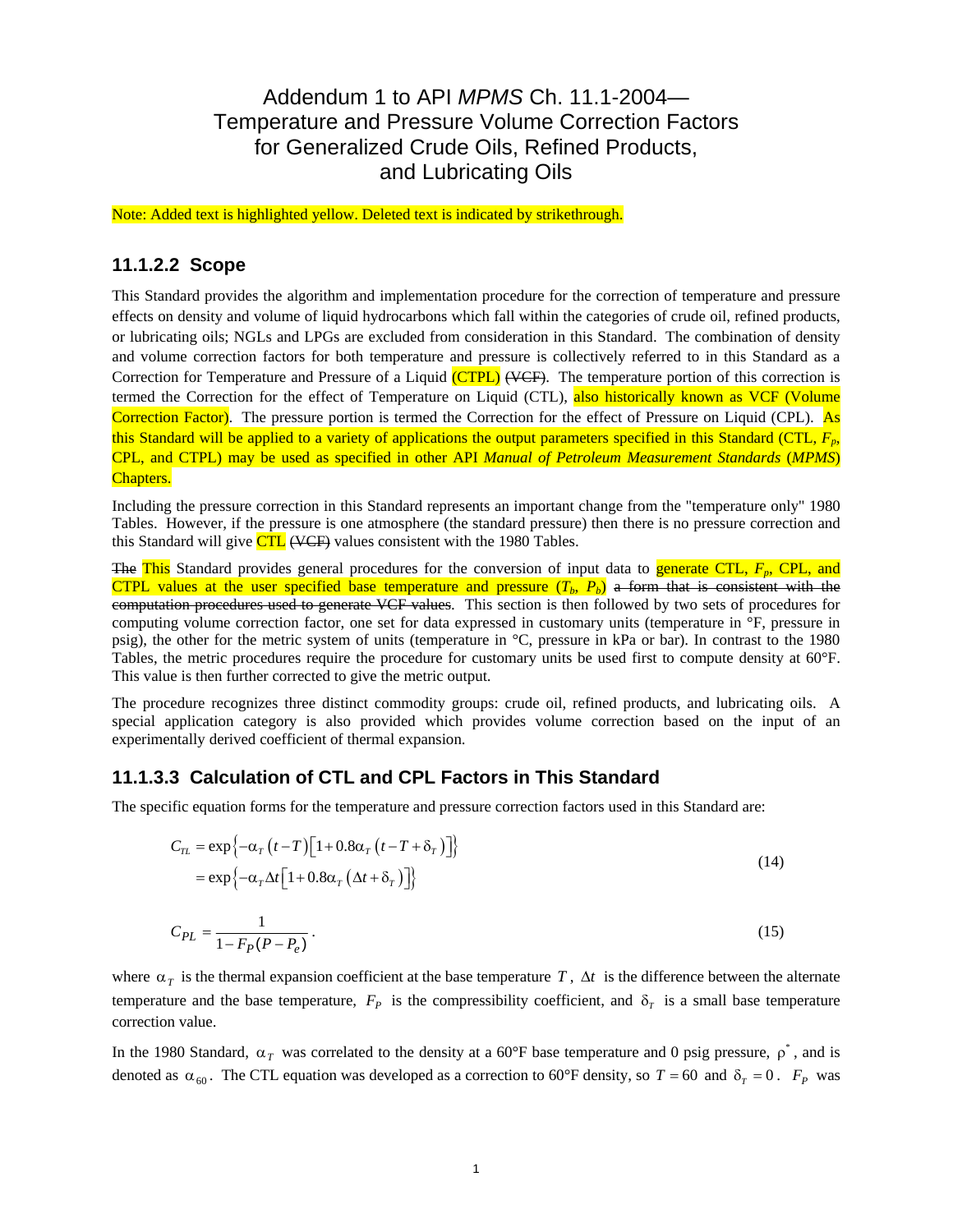# Addendum 1 to API *MPMS* Ch. 11.1-2004— Temperature and Pressure Volume Correction Factors for Generalized Crude Oils, Refined Products, and Lubricating Oils

Note: Added text is highlighted yellow. Deleted text is indicated by strikethrough.

## 11.1.2.2 Scope

This Standard provides the algorithm and implementation procedure for the correction of temperature and pressure effects on density and volume of liquid hydrocarbons which fall within the categories of crude oil, refined products, or lubricating oils; NGLs and LPGs are excluded from consideration in this Standard. The combination of density and volume correction factors for both temperature and pressure is collectively referred to in this Standard as a Correction for Temperature and Pressure of a Liquid (CTPL) ~~(VCF)~~. The temperature portion of this correction is termed the Correction for the effect of Temperature on Liquid (CTL), also historically known as VCF (Volume Correction Factor). The pressure portion is termed the Correction for the effect of Pressure on Liquid (CPL). As this Standard will be applied to a variety of applications the output parameters specified in this Standard (CTL, $F_p$, CPL, and CTPL) may be used as specified in other API *Manual of Petroleum Measurement Standards* (*MPMS*) Chapters.

Including the pressure correction in this Standard represents an important change from the "temperature only" 1980 Tables. However, if the pressure is one atmosphere (the standard pressure) then there is no pressure correction and this Standard will give CTL ~~(VCF)~~ values consistent with the 1980 Tables.

~~The~~ This Standard provides general procedures for the conversion of input data to generate CTL, $F_p$, CPL, and CTPL values at the user specified base temperature and pressure ($T_b$, $P_b$) ~~a form that is consistent with the computation procedures used to generate VCF values~~. This section is then followed by two sets of procedures for computing volume correction factor, one set for data expressed in customary units (temperature in °F, pressure in psig), the other for the metric system of units (temperature in °C, pressure in kPa or bar). In contrast to the 1980 Tables, the metric procedures require the procedure for customary units be used first to compute density at 60°F. This value is then further corrected to give the metric output.

The procedure recognizes three distinct commodity groups: crude oil, refined products, and lubricating oils. A special application category is also provided which provides volume correction based on the input of an experimentally derived coefficient of thermal expansion.

## 11.1.3.3 Calculation of CTL and CPL Factors in This Standard

The specific equation forms for the temperature and pressure correction factors used in this Standard are:

$$C_{TL} = \exp\left\{-\alpha_T (t-T)\left[1+0.8\alpha_T (t-T+\delta_T)\right]\right\} = \exp\left\{-\alpha_T \Delta t\left[1+0.8\alpha_T (\Delta t+\delta_T)\right]\right\} \tag{14}$$

$$C_{PL} = \frac{1}{1-F_P(P-P_e)}. \tag{15}$$

where $\alpha_T$ is the thermal expansion coefficient at the base temperature $T$, $\Delta t$ is the difference between the alternate temperature and the base temperature, $F_P$ is the compressibility coefficient, and $\delta_T$ is a small base temperature correction value.

In the 1980 Standard, $\alpha_T$ was correlated to the density at a 60°F base temperature and 0 psig pressure, $\rho^*$, and is denoted as $\alpha_{60}$. The CTL equation was developed as a correction to 60°F density, so $T = 60$ and $\delta_T = 0$. $F_P$ was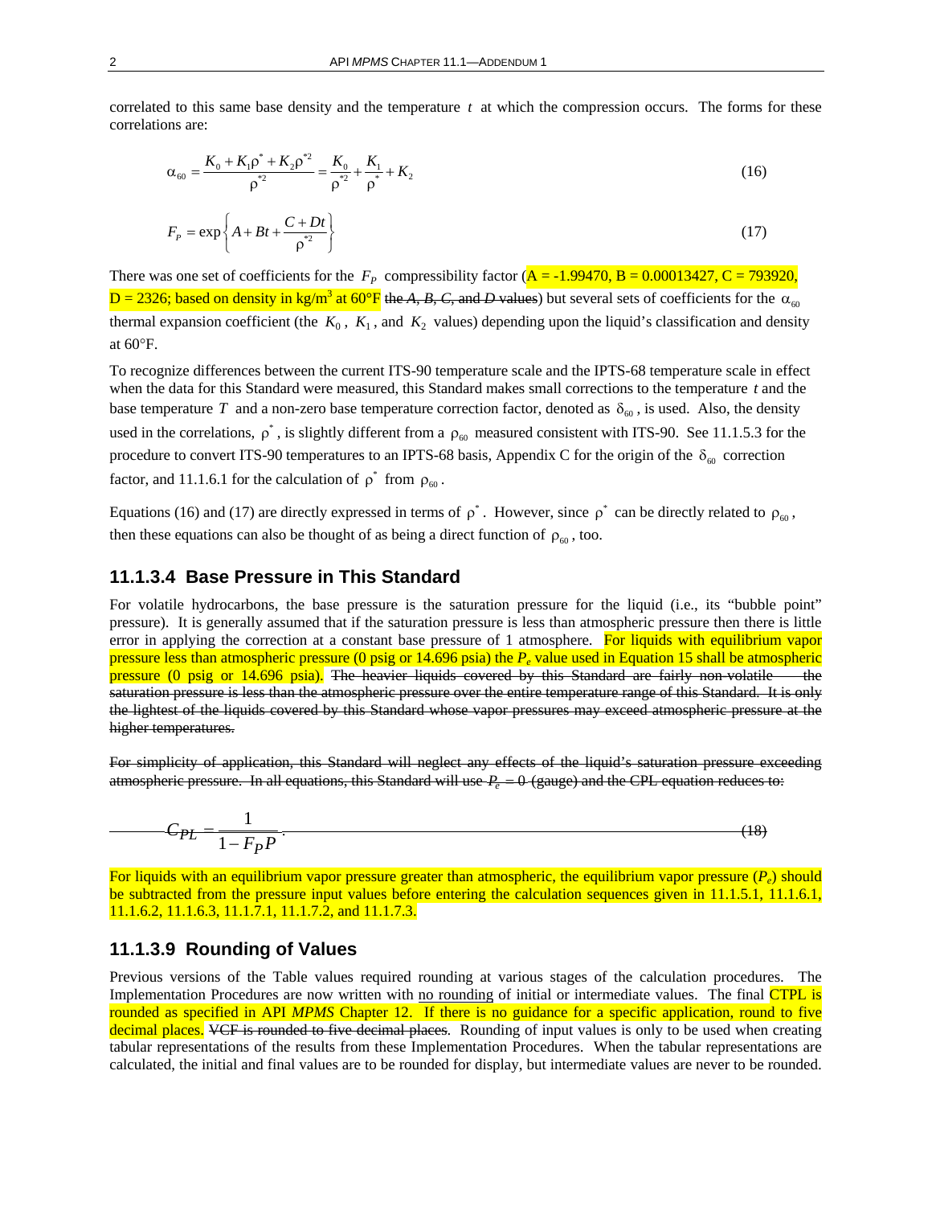correlated to this same base density and the temperature $t$ at which the compression occurs. The forms for these correlations are:

$$\alpha_{60} = \frac{K_0 + K_1\rho^* + K_2\rho^{*2}}{\rho^{*2}} = \frac{K_0}{\rho^{*2}} + \frac{K_1}{\rho^*} + K_2 \tag{16}$$

$$F_P = \exp\left\{A + Bt + \frac{C + Dt}{\rho^{*2}}\right\} \tag{17}$$

There was one set of coefficients for the $F_P$ compressibility factor (A = -1.99470, B = 0.00013427, C = 793920, D = 2326; based on density in kg/m$^3$ at 60°F ~~the $A$, $B$, $C$, and $D$ values~~) but several sets of coefficients for the $\alpha_{60}$ thermal expansion coefficient (the $K_0$, $K_1$, and $K_2$ values) depending upon the liquid's classification and density at 60°F.

To recognize differences between the current ITS-90 temperature scale and the IPTS-68 temperature scale in effect when the data for this Standard were measured, this Standard makes small corrections to the temperature $t$ and the base temperature $T$ and a non-zero base temperature correction factor, denoted as $\delta_{60}$, is used. Also, the density used in the correlations, $\rho^*$, is slightly different from a $\rho_{60}$ measured consistent with ITS-90. See 11.1.5.3 for the procedure to convert ITS-90 temperatures to an IPTS-68 basis, Appendix C for the origin of the $\delta_{60}$ correction factor, and 11.1.6.1 for the calculation of $\rho^*$ from $\rho_{60}$.

Equations (16) and (17) are directly expressed in terms of $\rho^*$. However, since $\rho^*$ can be directly related to $\rho_{60}$, then these equations can also be thought of as being a direct function of $\rho_{60}$, too.

### 11.1.3.4 Base Pressure in This Standard

For volatile hydrocarbons, the base pressure is the saturation pressure for the liquid (i.e., its "bubble point" pressure). It is generally assumed that if the saturation pressure is less than atmospheric pressure then there is little error in applying the correction at a constant base pressure of 1 atmosphere. For liquids with equilibrium vapor pressure less than atmospheric pressure (0 psig or 14.696 psia) the $P_e$ value used in Equation 15 shall be atmospheric pressure (0 psig or 14.696 psia). ~~The heavier liquids covered by this Standard are fairly non-volatile — the saturation pressure is less than the atmospheric pressure over the entire temperature range of this Standard. It is only the lightest of the liquids covered by this Standard whose vapor pressures may exceed atmospheric pressure at the higher temperatures.~~

~~For simplicity of application, this Standard will neglect any effects of the liquid's saturation pressure exceeding atmospheric pressure. In all equations, this Standard will use $P_e = 0$ (gauge) and the CPL equation reduces to:~~

$$C_{PL} = \frac{1}{1 - F_P P} \tag{18}$$

(Equation 18 is struck through in the original.)

For liquids with an equilibrium vapor pressure greater than atmospheric, the equilibrium vapor pressure ($P_e$) should be subtracted from the pressure input values before entering the calculation sequences given in 11.1.5.1, 11.1.6.1, 11.1.6.2, 11.1.6.3, 11.1.7.1, 11.1.7.2, and 11.1.7.3.

### 11.1.3.9 Rounding of Values

Previous versions of the Table values required rounding at various stages of the calculation procedures. The Implementation Procedures are now written with <u>no rounding</u> of initial or intermediate values. The final CTPL is rounded as specified in API *MPMS* Chapter 12. If there is no guidance for a specific application, round to five decimal places. ~~VCF is rounded to five decimal places.~~ Rounding of input values is only to be used when creating tabular representations of the results from these Implementation Procedures. When the tabular representations are calculated, the initial and final values are to be rounded for display, but intermediate values are never to be rounded.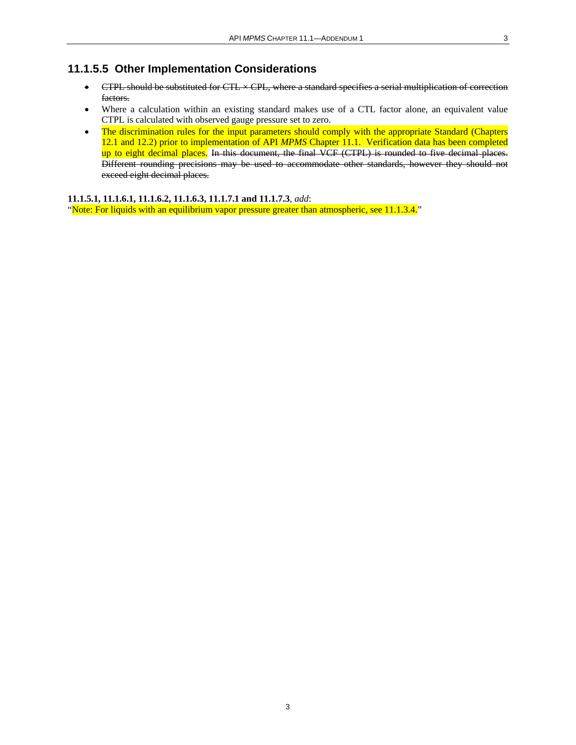### 11.1.5.5 Other Implementation Considerations

- ~~CTPL should be substituted for CTL × CPL, where a standard specifies a serial multiplication of correction factors.~~
- Where a calculation within an existing standard makes use of a CTL factor alone, an equivalent value CTPL is calculated with observed gauge pressure set to zero.
- The discrimination rules for the input parameters should comply with the appropriate Standard (Chapters 12.1 and 12.2) prior to implementation of API *MPMS* Chapter 11.1. Verification data has been completed up to eight decimal places. ~~In this document, the final VCF (CTPL) is rounded to five decimal places. Different rounding precisions may be used to accommodate other standards, however they should not exceed eight decimal places.~~

**11.1.5.1, 11.1.6.1, 11.1.6.2, 11.1.6.3, 11.1.7.1 and 11.1.7.3**, *add*:

"Note: For liquids with an equilibrium vapor pressure greater than atmospheric, see 11.1.3.4."